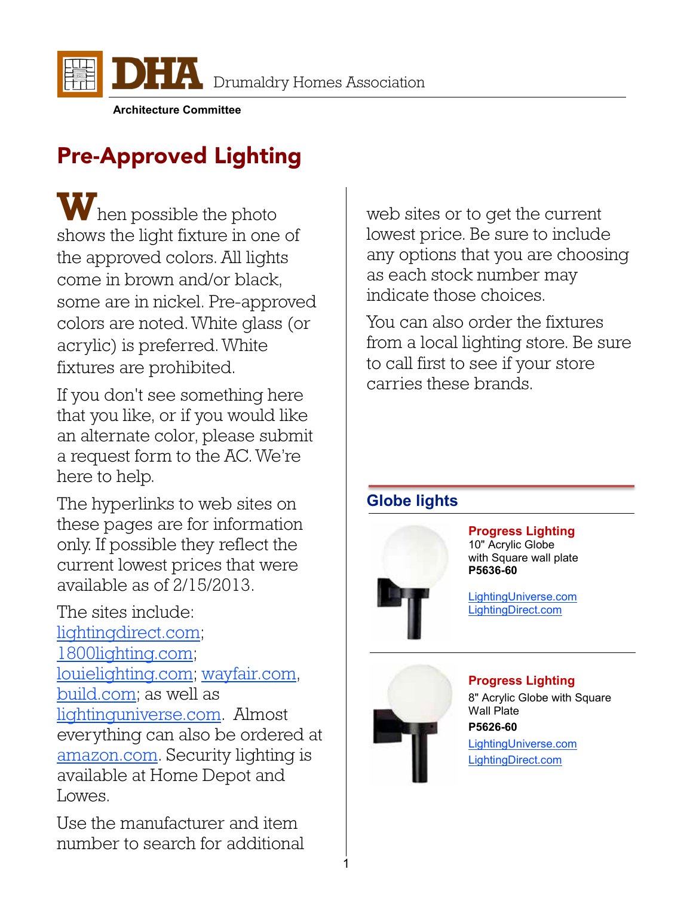**DHA** Drumaldry Homes Association

**Architecture Committee**

# Pre-Approved Lighting

When possible the photo shows the light fixture in one of the approved colors. All lights come in brown and/or black, some are in nickel. Pre-approved colors are noted. White glass (or acrylic) is preferred. White fixtures are prohibited.

If you don't see something here that you like, or if you would like an alternate color, please submit a request form to the AC. We're here to help.

The hyperlinks to web sites on these pages are for information only. If possible they reflect the current lowest prices that were available as of 2/15/2013.

The sites include: lightingdirect.com; 1800lighting.com; louielighting.com; wayfair.com, build.com; as well as lightinguniverse.com. Almost everything can also be ordered at amazon.com. Security lighting is available at Home Depot and Lowes.

Use the manufacturer and item number to search for additional web sites or to get the current lowest price. Be sure to include any options that you are choosing as each stock number may indicate those choices.

You can also order the fixtures from a local lighting store. Be sure to call first to see if your store carries these brands.

## Globe lights

**Progress Lighting**
10" Acrylic Globe
with Square wall plate
**P5636-60**

LightingUniverse.com
LightingDirect.com

**Progress Lighting**
8" Acrylic Globe with Square Wall Plate
**P5626-60**

LightingUniverse.com
LightingDirect.com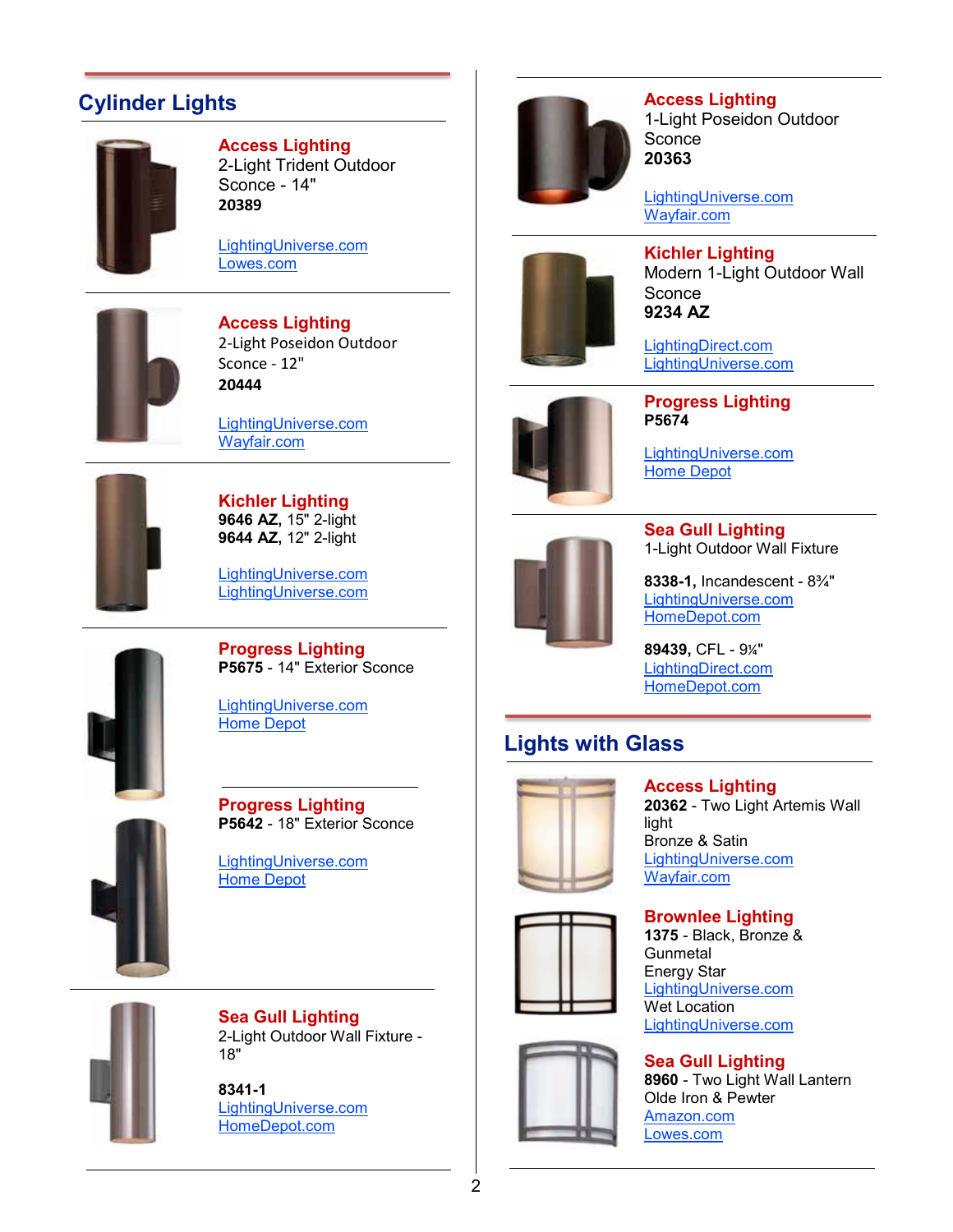## Cylinder Lights

**Access Lighting**
2-Light Trident Outdoor Sconce - 14"
**20389**

LightingUniverse.com
Lowes.com

**Access Lighting**
2-Light Poseidon Outdoor Sconce - 12"
**20444**

LightingUniverse.com
Wayfair.com

**Kichler Lighting**
**9646 AZ,** 15" 2-light
**9644 AZ,** 12" 2-light

LightingUniverse.com
LightingUniverse.com

**Progress Lighting**
**P5675** - 14" Exterior Sconce

LightingUniverse.com
Home Depot

**Progress Lighting**
**P5642** - 18" Exterior Sconce

LightingUniverse.com
Home Depot

**Sea Gull Lighting**
2-Light Outdoor Wall Fixture - 18"

**8341-1**
LightingUniverse.com
HomeDepot.com

**Access Lighting**
1-Light Poseidon Outdoor Sconce
**20363**

LightingUniverse.com
Wayfair.com

**Kichler Lighting**
Modern 1-Light Outdoor Wall Sconce
**9234 AZ**

LightingDirect.com
LightingUniverse.com

**Progress Lighting**
**P5674**

LightingUniverse.com
Home Depot

**Sea Gull Lighting**
1-Light Outdoor Wall Fixture

**8338-1,** Incandescent - 8¾"
LightingUniverse.com
HomeDepot.com

**89439,** CFL - 9¼"
LightingDirect.com
HomeDepot.com

## Lights with Glass

**Access Lighting**
**20362** - Two Light Artemis Wall light
Bronze & Satin
LightingUniverse.com
Wayfair.com

**Brownlee Lighting**
**1375** - Black, Bronze & Gunmetal
Energy Star
LightingUniverse.com
Wet Location
LightingUniverse.com

**Sea Gull Lighting**
**8960** - Two Light Wall Lantern
Olde Iron & Pewter
Amazon.com
Lowes.com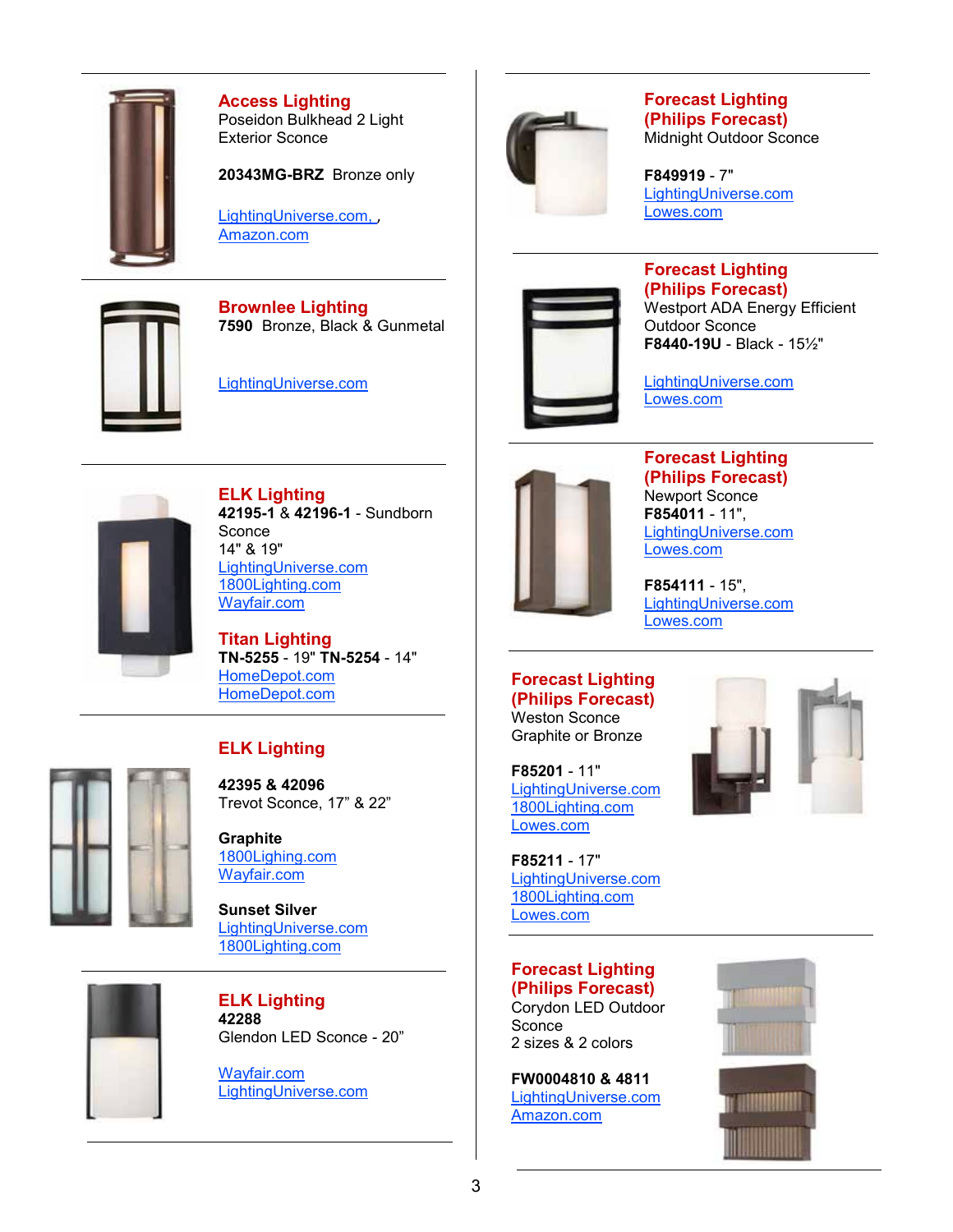**Access Lighting**
Poseidon Bulkhead 2 Light Exterior Sconce

**20343MG-BRZ** Bronze only

LightingUniverse.com, ,
Amazon.com

---

**Brownlee Lighting**
**7590** Bronze, Black & Gunmetal

LightingUniverse.com

---

**ELK Lighting**
**42195-1** & **42196-1** - Sundborn Sconce
14" & 19"
LightingUniverse.com
1800Lighting.com
Wayfair.com

**Titan Lighting**
**TN-5255** - 19" **TN-5254** - 14"
HomeDepot.com
HomeDepot.com

---

**ELK Lighting**

**42395 & 42096**
Trevot Sconce, 17" & 22"

**Graphite**
1800Lighing.com
Wayfair.com

**Sunset Silver**
LightingUniverse.com
1800Lighting.com

---

**ELK Lighting**
**42288**
Glendon LED Sconce - 20"

Wayfair.com
LightingUniverse.com

---

**Forecast Lighting (Philips Forecast)**
Midnight Outdoor Sconce

**F849919** - 7"
LightingUniverse.com
Lowes.com

---

**Forecast Lighting (Philips Forecast)**
Westport ADA Energy Efficient Outdoor Sconce
**F8440-19U** - Black - 15½"

LightingUniverse.com
Lowes.com

---

**Forecast Lighting (Philips Forecast)**
Newport Sconce
**F854011** - 11",
LightingUniverse.com
Lowes.com

**F854111** - 15",
LightingUniverse.com
Lowes.com

---

**Forecast Lighting (Philips Forecast)**
Weston Sconce
Graphite or Bronze

**F85201** - 11"
LightingUniverse.com
1800Lighting.com
Lowes.com

**F85211** - 17"
LightingUniverse.com
1800Lighting.com
Lowes.com

---

**Forecast Lighting (Philips Forecast)**
Corydon LED Outdoor Sconce
2 sizes & 2 colors

**FW0004810 & 4811**
LightingUniverse.com
Amazon.com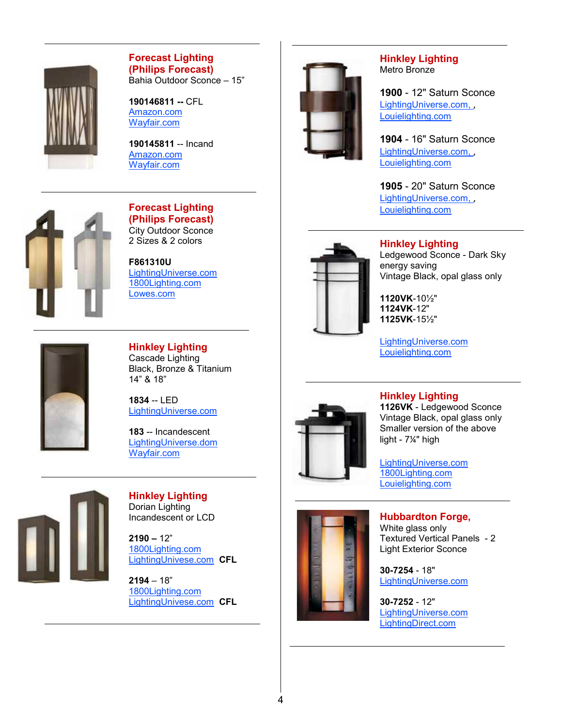**Forecast Lighting (Philips Forecast)**
Bahia Outdoor Sconce – 15”

**190146811 --** CFL
Amazon.com
Wayfair.com

**190145811** -- Incand
Amazon.com
Wayfair.com

---

**Forecast Lighting (Philips Forecast)**
City Outdoor Sconce
2 Sizes & 2 colors

**F861310U**
LightingUniverse.com
1800Lighting.com
Lowes.com

---

**Hinkley Lighting**
Cascade Lighting
Black, Bronze & Titanium
14” & 18”

**1834** -- LED
LightingUniverse.com

**183** -- Incandescent
LightingUniverse.dom
Wayfair.com

---

**Hinkley Lighting**
Dorian Lighting
Incandescent or LCD

**2190 –** 12”
1800Lighting.com
LightingUnivese.com **CFL**

**2194** – 18”
1800Lighting.com
LightingUnivese.com **CFL**

---

**Hinkley Lighting**
Metro Bronze

**1900** - 12" Saturn Sconce
LightingUniverse.com, ,
Louielighting.com

**1904** - 16" Saturn Sconce
LightingUniverse.com, ,
Louielighting.com

**1905** - 20" Saturn Sconce
LightingUniverse.com, ,
Louielighting.com

---

**Hinkley Lighting**
Ledgewood Sconce - Dark Sky energy saving
Vintage Black, opal glass only

**1120VK**-10½"
**1124VK**-12"
**1125VK**-15½"

LightingUniverse.com
Louielighting.com

---

**Hinkley Lighting**
**1126VK** - Ledgewood Sconce
Vintage Black, opal glass only
Smaller version of the above light - 7¼" high

LightingUniverse.com
1800Lighting.com
Louielighting.com

---

**Hubbardton Forge,**
White glass only
Textured Vertical Panels - 2 Light Exterior Sconce

**30-7254** - 18"
LightingUniverse.com

**30-7252** - 12"
LightingUniverse.com
LightingDirect.com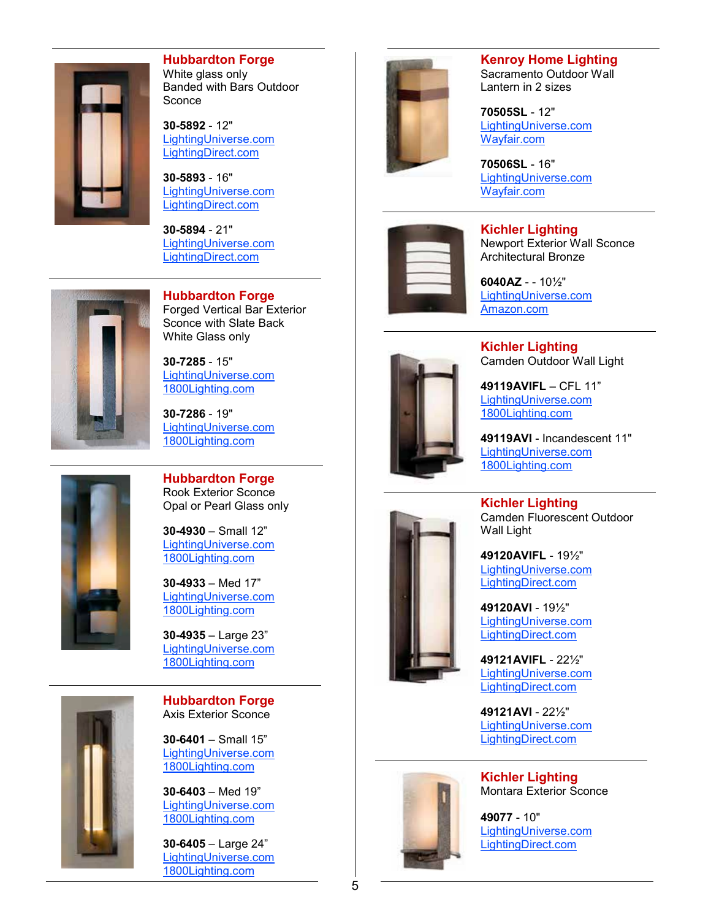## Hubbardton Forge

White glass only
Banded with Bars Outdoor Sconce

**30-5892** - 12"
LightingUniverse.com
LightingDirect.com

**30-5893** - 16"
LightingUniverse.com
LightingDirect.com

**30-5894** - 21"
LightingUniverse.com
LightingDirect.com

## Hubbardton Forge

Forged Vertical Bar Exterior Sconce with Slate Back
White Glass only

**30-7285** - 15"
LightingUniverse.com
1800Lighting.com

**30-7286** - 19"
LightingUniverse.com
1800Lighting.com

## Hubbardton Forge

Rook Exterior Sconce
Opal or Pearl Glass only

**30-4930** – Small 12”
LightingUniverse.com
1800Lighting.com

**30-4933** – Med 17”
LightingUniverse.com
1800Lighting.com

**30-4935** – Large 23”
LightingUniverse.com
1800Lighting.com

## Hubbardton Forge

Axis Exterior Sconce

**30-6401** – Small 15”
LightingUniverse.com
1800Lighting.com

**30-6403** – Med 19”
LightingUniverse.com
1800Lighting.com

**30-6405** – Large 24”
LightingUniverse.com
1800Lighting.com

## Kenroy Home Lighting

Sacramento Outdoor Wall Lantern in 2 sizes

**70505SL** - 12"
LightingUniverse.com
Wayfair.com

**70506SL** - 16"
LightingUniverse.com
Wayfair.com

## Kichler Lighting

Newport Exterior Wall Sconce
Architectural Bronze

**6040AZ** - - 10½"
LightingUniverse.com
Amazon.com

## Kichler Lighting

Camden Outdoor Wall Light

**49119AVIFL** – CFL 11”
LightingUniverse.com
1800Lighting.com

**49119AVI** - Incandescent 11"
LightingUniverse.com
1800Lighting.com

## Kichler Lighting

Camden Fluorescent Outdoor Wall Light

**49120AVIFL** - 19½"
LightingUniverse.com
LightingDirect.com

**49120AVI** - 19½"
LightingUniverse.com
LightingDirect.com

**49121AVIFL** - 22½"
LightingUniverse.com
LightingDirect.com

**49121AVI** - 22½"
LightingUniverse.com
LightingDirect.com

## Kichler Lighting

Montara Exterior Sconce

**49077** - 10"
LightingUniverse.com
LightingDirect.com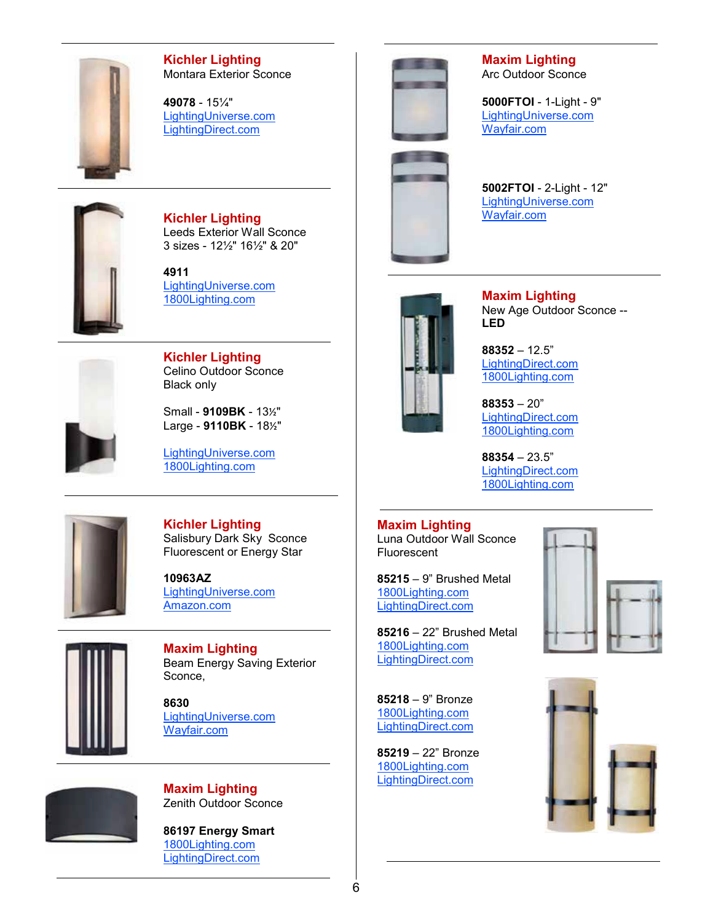### Kichler Lighting
Montara Exterior Sconce

**49078** - 15¼"
LightingUniverse.com
LightingDirect.com

---

### Kichler Lighting
Leeds Exterior Wall Sconce
3 sizes - 12½" 16½" & 20"

**4911**
LightingUniverse.com
1800Lighting.com

---

### Kichler Lighting
Celino Outdoor Sconce
Black only

Small - **9109BK** - 13½"
Large - **9110BK** - 18½"

LightingUniverse.com
1800Lighting.com

---

### Kichler Lighting
Salisbury Dark Sky Sconce
Fluorescent or Energy Star

**10963AZ**
LightingUniverse.com
Amazon.com

---

### Maxim Lighting
Beam Energy Saving Exterior Sconce,

**8630**
LightingUniverse.com
Wayfair.com

---

### Maxim Lighting
Zenith Outdoor Sconce

**86197 Energy Smart**
1800Lighting.com
LightingDirect.com

---

### Maxim Lighting
Arc Outdoor Sconce

**5000FTOI** - 1-Light - 9"
LightingUniverse.com
Wayfair.com

**5002FTOI** - 2-Light - 12"
LightingUniverse.com
Wayfair.com

---

### Maxim Lighting
New Age Outdoor Sconce -- **LED**

**88352** – 12.5"
LightingDirect.com
1800Lighting.com

**88353** – 20"
LightingDirect.com
1800Lighting.com

**88354** – 23.5"
LightingDirect.com
1800Lighting.com

---

### Maxim Lighting
Luna Outdoor Wall Sconce
Fluorescent

**85215** – 9" Brushed Metal
1800Lighting.com
LightingDirect.com

**85216** – 22" Brushed Metal
1800Lighting.com
LightingDirect.com

**85218** – 9" Bronze
1800Lighting.com
LightingDirect.com

**85219** – 22" Bronze
1800Lighting.com
LightingDirect.com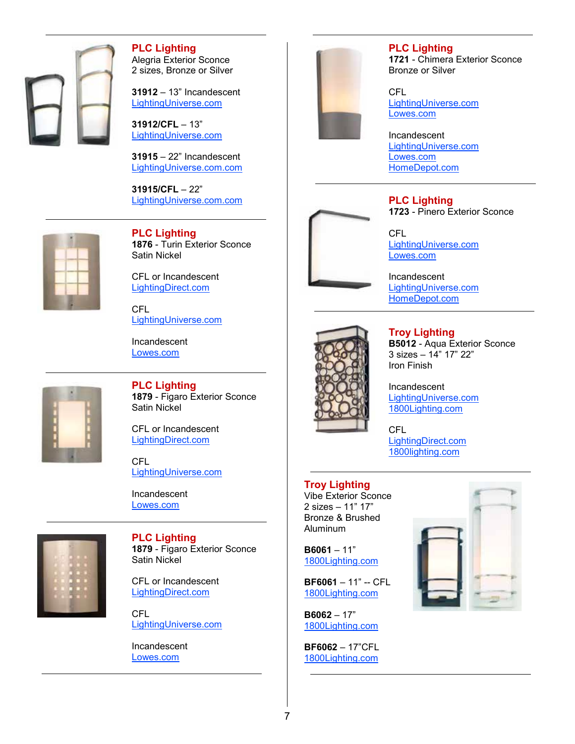**PLC Lighting**
Alegria Exterior Sconce
2 sizes, Bronze or Silver

**31912** – 13" Incandescent
LightingUniverse.com

**31912/CFL** – 13"
LightingUniverse.com

**31915** – 22" Incandescent
LightingUniverse.com.com

**31915/CFL** – 22"
LightingUniverse.com.com

---

**PLC Lighting**
**1876** - Turin Exterior Sconce
Satin Nickel

CFL or Incandescent
LightingDirect.com

CFL
LightingUniverse.com

Incandescent
Lowes.com

---

**PLC Lighting**
**1879** - Figaro Exterior Sconce
Satin Nickel

CFL or Incandescent
LightingDirect.com

CFL
LightingUniverse.com

Incandescent
Lowes.com

---

**PLC Lighting**
**1879** - Figaro Exterior Sconce
Satin Nickel

CFL or Incandescent
LightingDirect.com

CFL
LightingUniverse.com

Incandescent
Lowes.com

---

**PLC Lighting**
**1721** - Chimera Exterior Sconce
Bronze or Silver

CFL
LightingUniverse.com
Lowes.com

Incandescent
LightingUniverse.com
Lowes.com
HomeDepot.com

---

**PLC Lighting**
**1723** - Pinero Exterior Sconce

CFL
LightingUniverse.com
Lowes.com

Incandescent
LightingUniverse.com
HomeDepot.com

---

**Troy Lighting**
**B5012** - Aqua Exterior Sconce
3 sizes – 14" 17" 22"
Iron Finish

Incandescent
LightingUniverse.com
1800Lighting.com

CFL
LightingDirect.com
1800lighting.com

---

**Troy Lighting**
Vibe Exterior Sconce
2 sizes – 11" 17"
Bronze & Brushed
Aluminum

**B6061** – 11"
1800Lighting.com

**BF6061** – 11" -- CFL
1800Lighting.com

**B6062** – 17"
1800Lighting.com

**BF6062** – 17"CFL
1800Lighting.com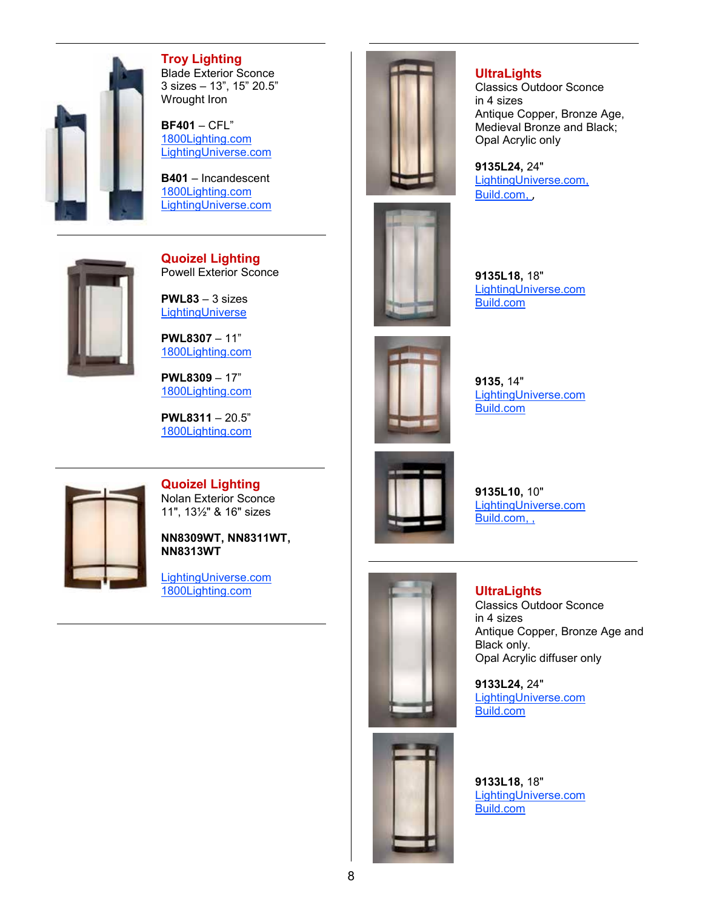## Troy Lighting

Blade Exterior Sconce
3 sizes – 13", 15" 20.5"
Wrought Iron

**BF401** – CFL"
1800Lighting.com
LightingUniverse.com

**B401** – Incandescent
1800Lighting.com
LightingUniverse.com

## Quoizel Lighting

Powell Exterior Sconce

**PWL83** – 3 sizes
LightingUniverse

**PWL8307** – 11"
1800Lighting.com

**PWL8309** – 17"
1800Lighting.com

**PWL8311** – 20.5"
1800Lighting.com

## Quoizel Lighting

Nolan Exterior Sconce
11", 13½" & 16" sizes

**NN8309WT, NN8311WT, NN8313WT**

LightingUniverse.com
1800Lighting.com

## UltraLights

Classics Outdoor Sconce
in 4 sizes
Antique Copper, Bronze Age, Medieval Bronze and Black;
Opal Acrylic only

**9135L24,** 24"
LightingUniverse.com,
Build.com, ,

**9135L18,** 18"
LightingUniverse.com
Build.com

**9135,** 14"
LightingUniverse.com
Build.com

**9135L10,** 10"
LightingUniverse.com
Build.com, ,

## UltraLights

Classics Outdoor Sconce
in 4 sizes
Antique Copper, Bronze Age and Black only.
Opal Acrylic diffuser only

**9133L24,** 24"
LightingUniverse.com
Build.com

**9133L18,** 18"
LightingUniverse.com
Build.com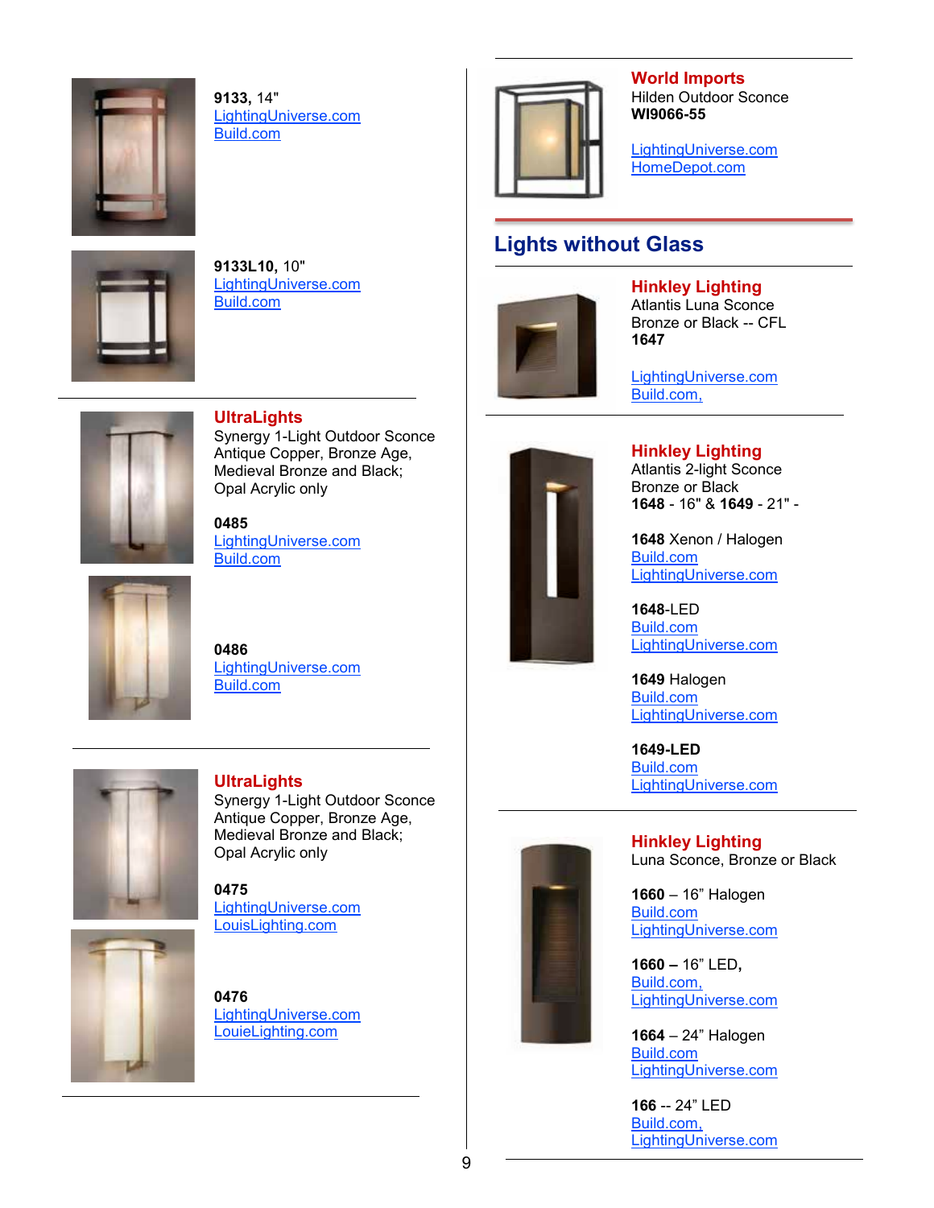**9133,** 14"
LightingUniverse.com
Build.com

**9133L10,** 10"
LightingUniverse.com
Build.com

---

**UltraLights**
Synergy 1-Light Outdoor Sconce
Antique Copper, Bronze Age, Medieval Bronze and Black;
Opal Acrylic only

**0485**
LightingUniverse.com
Build.com

**0486**
LightingUniverse.com
Build.com

---

**UltraLights**
Synergy 1-Light Outdoor Sconce
Antique Copper, Bronze Age, Medieval Bronze and Black;
Opal Acrylic only

**0475**
LightingUniverse.com
LouisLighting.com

**0476**
LightingUniverse.com
LouieLighting.com

---

**World Imports**
Hilden Outdoor Sconce
**WI9066-55**

LightingUniverse.com
HomeDepot.com

## Lights without Glass

**Hinkley Lighting**
Atlantis Luna Sconce
Bronze or Black -- CFL
**1647**

LightingUniverse.com
Build.com,

---

**Hinkley Lighting**
Atlantis 2-light Sconce
Bronze or Black
**1648** - 16" & **1649** - 21" -

**1648** Xenon / Halogen
Build.com
LightingUniverse.com

**1648**-LED
Build.com
LightingUniverse.com

**1649** Halogen
Build.com
LightingUniverse.com

**1649-LED**
Build.com
LightingUniverse.com

---

**Hinkley Lighting**
Luna Sconce, Bronze or Black

**1660** – 16" Halogen
Build.com
LightingUniverse.com

**1660 –** 16" LED**,**
Build.com,
LightingUniverse.com

**1664** – 24" Halogen
Build.com
LightingUniverse.com

**166** -- 24" LED
Build.com,
LightingUniverse.com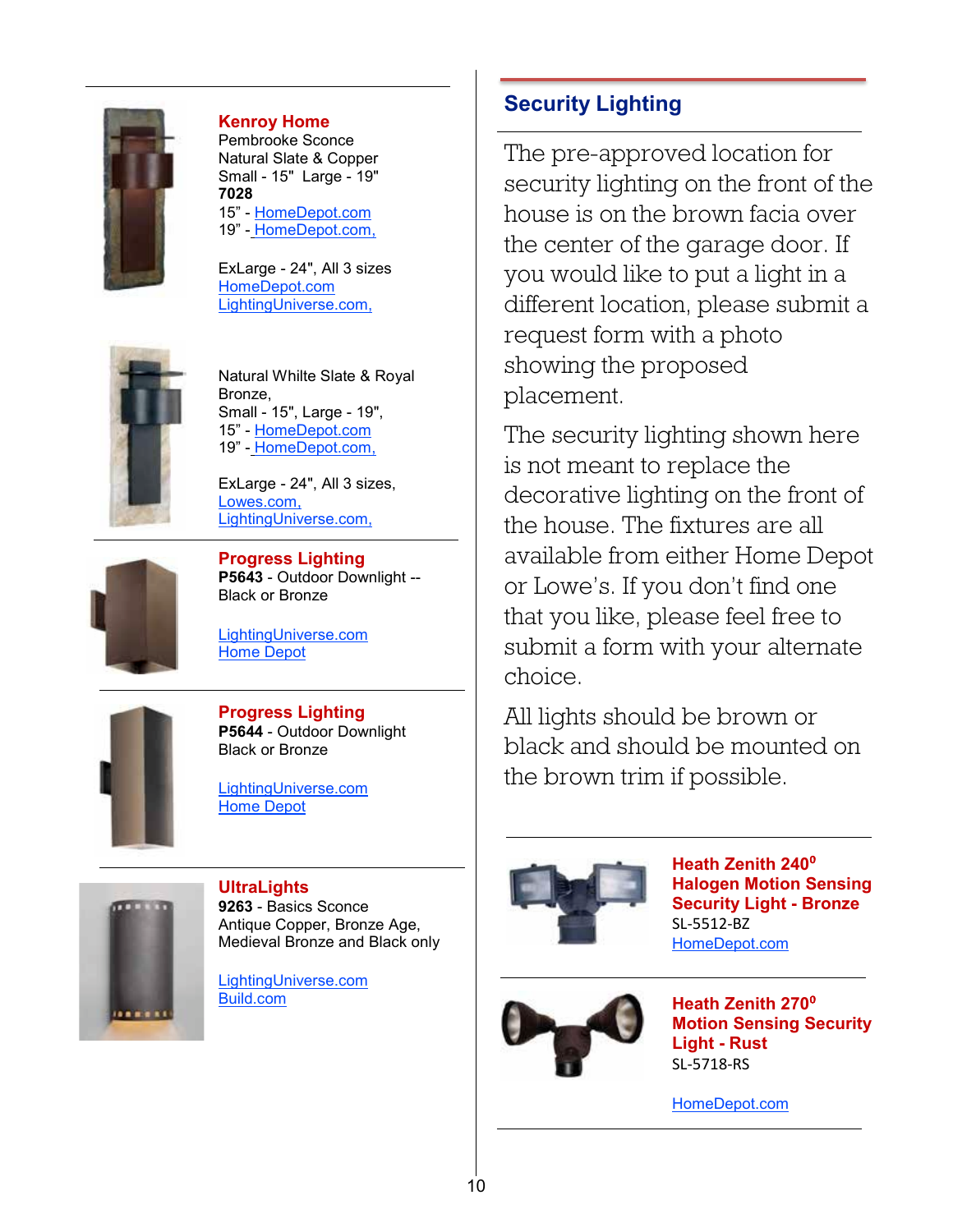**Kenroy Home**
Pembrooke Sconce
Natural Slate & Copper
Small - 15" Large - 19"
**7028**
15" - HomeDepot.com
19" - HomeDepot.com,

ExLarge - 24", All 3 sizes
HomeDepot.com
LightingUniverse.com,

Natural Whilte Slate & Royal Bronze,
Small - 15", Large - 19",
15" - HomeDepot.com
19" - HomeDepot.com,

ExLarge - 24", All 3 sizes,
Lowes.com,
LightingUniverse.com,

---

**Progress Lighting**
**P5643** - Outdoor Downlight -- Black or Bronze

LightingUniverse.com
Home Depot

---

**Progress Lighting**
**P5644** - Outdoor Downlight
Black or Bronze

LightingUniverse.com
Home Depot

---

**UltraLights**
**9263** - Basics Sconce
Antique Copper, Bronze Age, Medieval Bronze and Black only

LightingUniverse.com
Build.com

## Security Lighting

The pre-approved location for security lighting on the front of the house is on the brown facia over the center of the garage door. If you would like to put a light in a different location, please submit a request form with a photo showing the proposed placement.

The security lighting shown here is not meant to replace the decorative lighting on the front of the house. The fixtures are all available from either Home Depot or Lowe's. If you don't find one that you like, please feel free to submit a form with your alternate choice.

All lights should be brown or black and should be mounted on the brown trim if possible.

---

**Heath Zenith 240⁰ Halogen Motion Sensing Security Light - Bronze**
SL-5512-BZ
HomeDepot.com

---

**Heath Zenith 270⁰ Motion Sensing Security Light - Rust**
SL-5718-RS

HomeDepot.com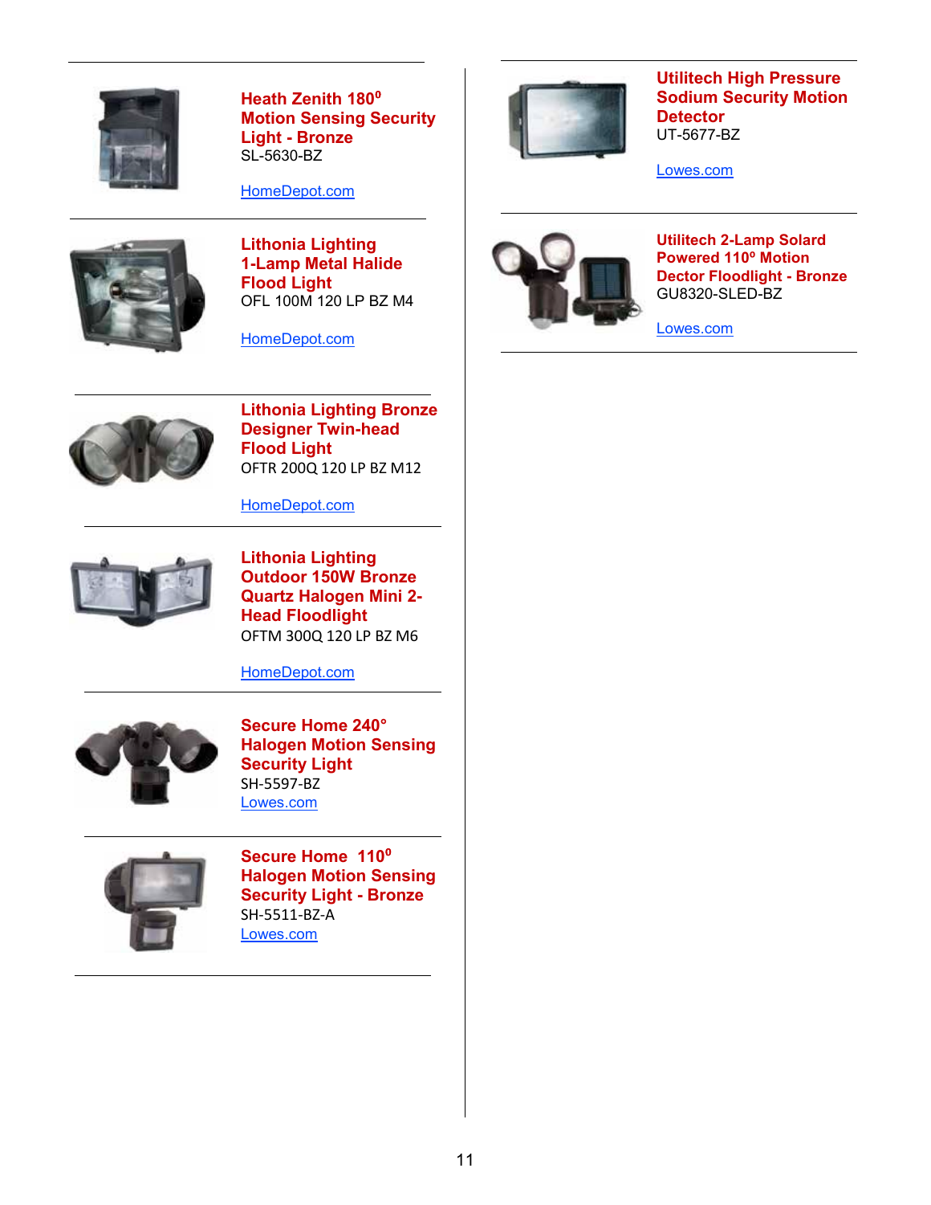**Heath Zenith 180° Motion Sensing Security Light - Bronze**
SL-5630-BZ

HomeDepot.com

---

**Lithonia Lighting 1-Lamp Metal Halide Flood Light**
OFL 100M 120 LP BZ M4

HomeDepot.com

---

**Lithonia Lighting Bronze Designer Twin-head Flood Light**
OFTR 200Q 120 LP BZ M12

HomeDepot.com

---

**Lithonia Lighting Outdoor 150W Bronze Quartz Halogen Mini 2-Head Floodlight**
OFTM 300Q 120 LP BZ M6

HomeDepot.com

---

**Secure Home 240° Halogen Motion Sensing Security Light**
SH-5597-BZ
Lowes.com

---

**Secure Home 110° Halogen Motion Sensing Security Light - Bronze**
SH-5511-BZ-A
Lowes.com

---

**Utilitech High Pressure Sodium Security Motion Detector**
UT-5677-BZ

Lowes.com

---

**Utilitech 2-Lamp Solard Powered 110° Motion Dector Floodlight - Bronze**
GU8320-SLED-BZ

Lowes.com